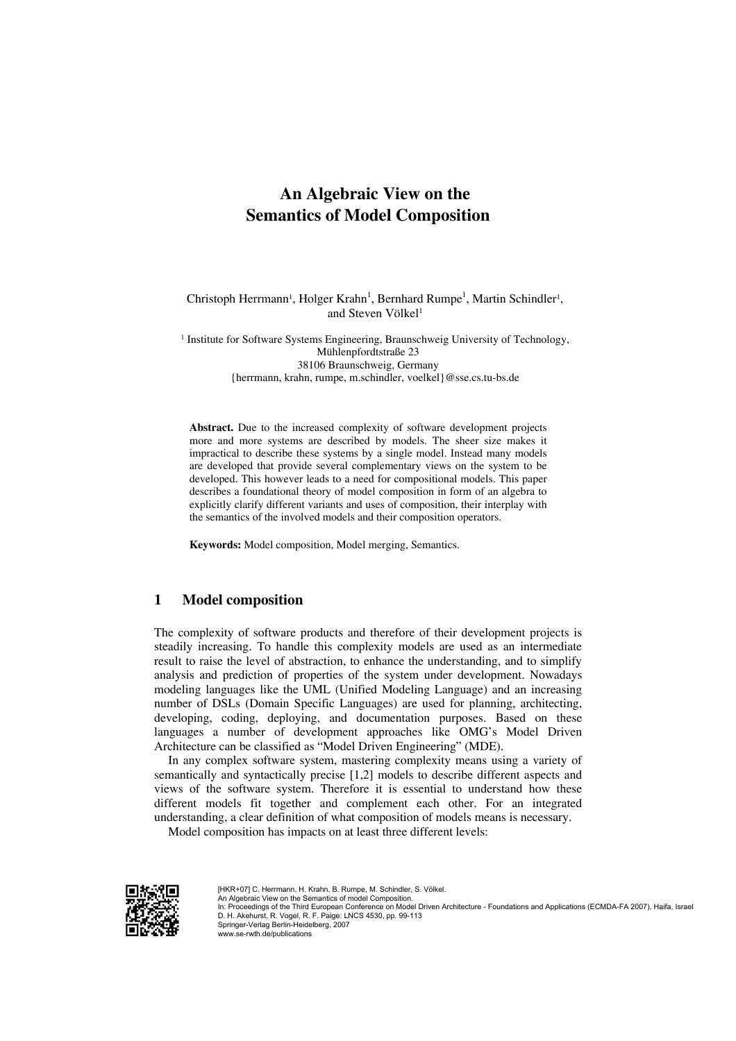# An Algebraic View on the Semantics of Model Composition

Christoph Herrmann[1], Holger Krahn[1], Bernhard Rumpe[1], Martin Schindler[1], and Steven Völkel[1]

[1] Institute for Software Systems Engineering, Braunschweig University of Technology, Mühlenpfordtstraße 23
38106 Braunschweig, Germany
{herrmann, krahn, rumpe, m.schindler, voelkel}@sse.cs.tu-bs.de

**Abstract.** Due to the increased complexity of software development projects more and more systems are described by models. The sheer size makes it impractical to describe these systems by a single model. Instead many models are developed that provide several complementary views on the system to be developed. This however leads to a need for compositional models. This paper describes a foundational theory of model composition in form of an algebra to explicitly clarify different variants and uses of composition, their interplay with the semantics of the involved models and their composition operators.

**Keywords:** Model composition, Model merging, Semantics.

## 1 Model composition

The complexity of software products and therefore of their development projects is steadily increasing. To handle this complexity models are used as an intermediate result to raise the level of abstraction, to enhance the understanding, and to simplify analysis and prediction of properties of the system under development. Nowadays modeling languages like the UML (Unified Modeling Language) and an increasing number of DSLs (Domain Specific Languages) are used for planning, architecting, developing, coding, deploying, and documentation purposes. Based on these languages a number of development approaches like OMG's Model Driven Architecture can be classified as "Model Driven Engineering" (MDE).

In any complex software system, mastering complexity means using a variety of semantically and syntactically precise [1,2] models to describe different aspects and views of the software system. Therefore it is essential to understand how these different models fit together and complement each other. For an integrated understanding, a clear definition of what composition of models means is necessary.

Model composition has impacts on at least three different levels:

[HKR+07] C. Herrmann, H. Krahn, B. Rumpe, M. Schindler, S. Völkel.
An Algebraic View on the Semantics of model Composition.
In: Proceedings of the Third European Conference on Model Driven Architecture - Foundations and Applications (ECMDA-FA 2007), Haifa, Israel
D. H. Akehurst, R. Vogel, R. F. Paige: LNCS 4530, pp. 99-113
Springer-Verlag Berlin-Heidelberg, 2007
www.se-rwth.de/publications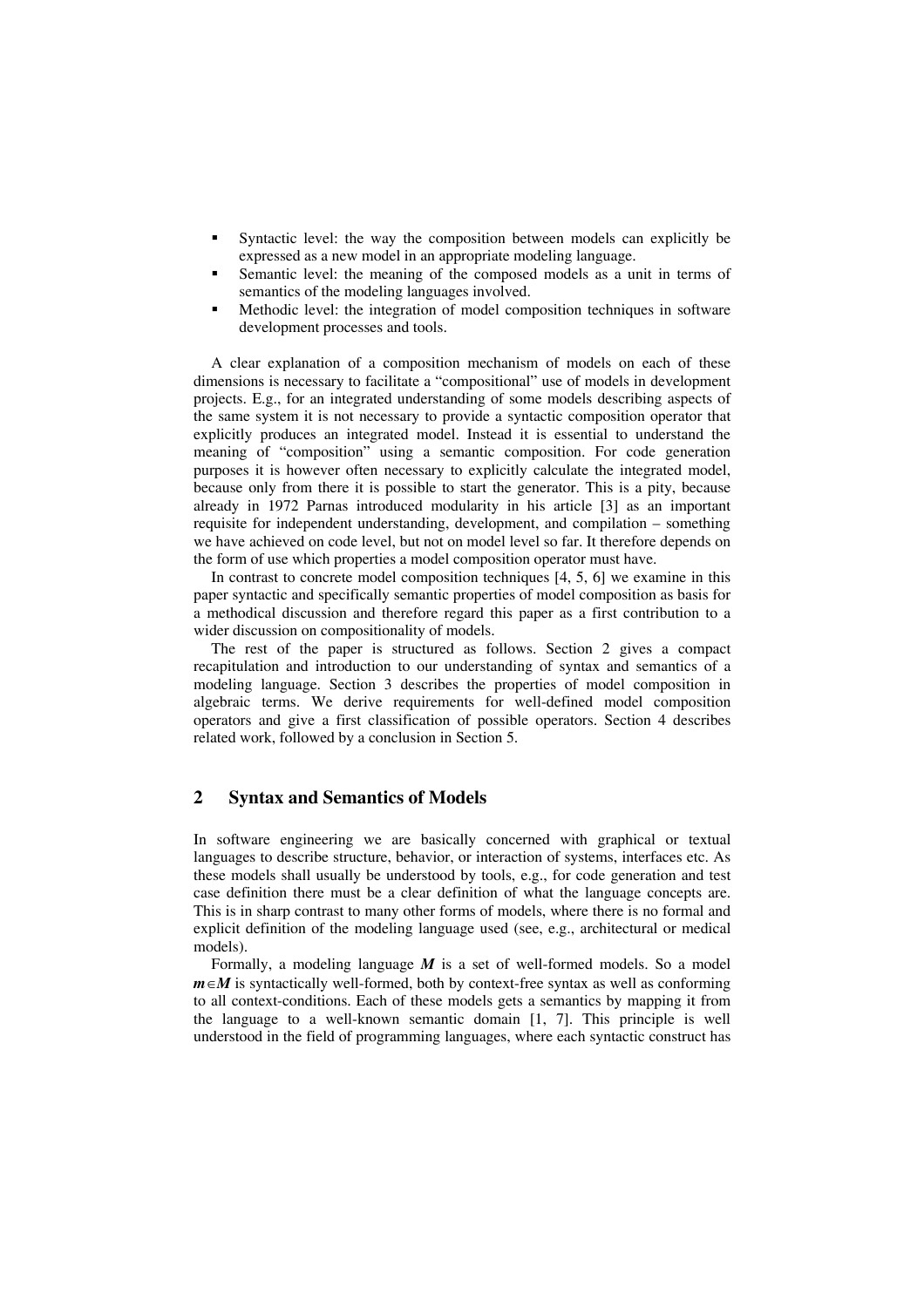- Syntactic level: the way the composition between models can explicitly be expressed as a new model in an appropriate modeling language.
- Semantic level: the meaning of the composed models as a unit in terms of semantics of the modeling languages involved.
- Methodic level: the integration of model composition techniques in software development processes and tools.

A clear explanation of a composition mechanism of models on each of these dimensions is necessary to facilitate a "compositional" use of models in development projects. E.g., for an integrated understanding of some models describing aspects of the same system it is not necessary to provide a syntactic composition operator that explicitly produces an integrated model. Instead it is essential to understand the meaning of "composition" using a semantic composition. For code generation purposes it is however often necessary to explicitly calculate the integrated model, because only from there it is possible to start the generator. This is a pity, because already in 1972 Parnas introduced modularity in his article [3] as an important requisite for independent understanding, development, and compilation – something we have achieved on code level, but not on model level so far. It therefore depends on the form of use which properties a model composition operator must have.

In contrast to concrete model composition techniques [4, 5, 6] we examine in this paper syntactic and specifically semantic properties of model composition as basis for a methodical discussion and therefore regard this paper as a first contribution to a wider discussion on compositionality of models.

The rest of the paper is structured as follows. Section 2 gives a compact recapitulation and introduction to our understanding of syntax and semantics of a modeling language. Section 3 describes the properties of model composition in algebraic terms. We derive requirements for well-defined model composition operators and give a first classification of possible operators. Section 4 describes related work, followed by a conclusion in Section 5.

## 2 Syntax and Semantics of Models

In software engineering we are basically concerned with graphical or textual languages to describe structure, behavior, or interaction of systems, interfaces etc. As these models shall usually be understood by tools, e.g., for code generation and test case definition there must be a clear definition of what the language concepts are. This is in sharp contrast to many other forms of models, where there is no formal and explicit definition of the modeling language used (see, e.g., architectural or medical models).

Formally, a modeling language $\boldsymbol{M}$ is a set of well-formed models. So a model $\boldsymbol{m} \in \boldsymbol{M}$ is syntactically well-formed, both by context-free syntax as well as conforming to all context-conditions. Each of these models gets a semantics by mapping it from the language to a well-known semantic domain [1, 7]. This principle is well understood in the field of programming languages, where each syntactic construct has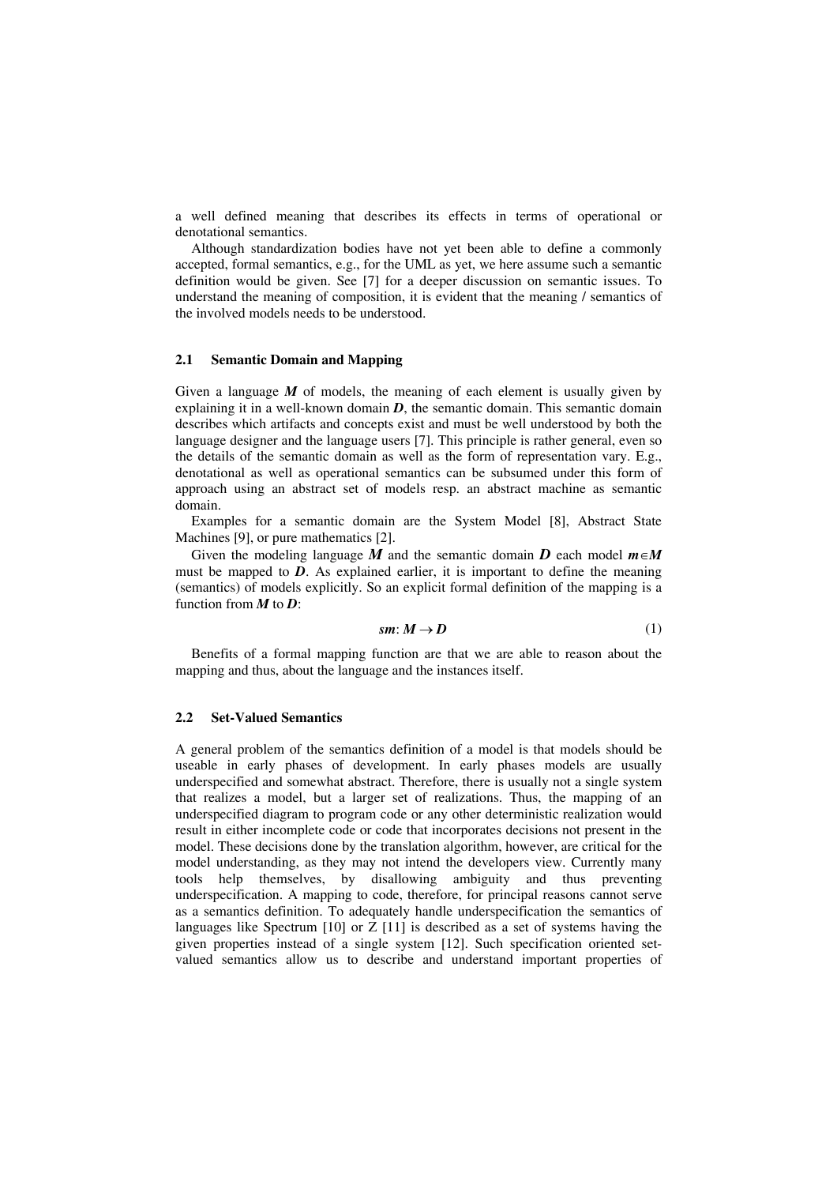a well defined meaning that describes its effects in terms of operational or denotational semantics.

Although standardization bodies have not yet been able to define a commonly accepted, formal semantics, e.g., for the UML as yet, we here assume such a semantic definition would be given. See [7] for a deeper discussion on semantic issues. To understand the meaning of composition, it is evident that the meaning / semantics of the involved models needs to be understood.

### 2.1 Semantic Domain and Mapping

Given a language $\boldsymbol{M}$ of models, the meaning of each element is usually given by explaining it in a well-known domain $\boldsymbol{D}$, the semantic domain. This semantic domain describes which artifacts and concepts exist and must be well understood by both the language designer and the language users [7]. This principle is rather general, even so the details of the semantic domain as well as the form of representation vary. E.g., denotational as well as operational semantics can be subsumed under this form of approach using an abstract set of models resp. an abstract machine as semantic domain.

Examples for a semantic domain are the System Model [8], Abstract State Machines [9], or pure mathematics [2].

Given the modeling language $\boldsymbol{M}$ and the semantic domain $\boldsymbol{D}$ each model $\boldsymbol{m} \in \boldsymbol{M}$ must be mapped to $\boldsymbol{D}$. As explained earlier, it is important to define the meaning (semantics) of models explicitly. So an explicit formal definition of the mapping is a function from $\boldsymbol{M}$ to $\boldsymbol{D}$:

$$\boldsymbol{sm}: \boldsymbol{M} \rightarrow \boldsymbol{D} \tag{1}$$

Benefits of a formal mapping function are that we are able to reason about the mapping and thus, about the language and the instances itself.

### 2.2 Set-Valued Semantics

A general problem of the semantics definition of a model is that models should be useable in early phases of development. In early phases models are usually underspecified and somewhat abstract. Therefore, there is usually not a single system that realizes a model, but a larger set of realizations. Thus, the mapping of an underspecified diagram to program code or any other deterministic realization would result in either incomplete code or code that incorporates decisions not present in the model. These decisions done by the translation algorithm, however, are critical for the model understanding, as they may not intend the developers view. Currently many tools help themselves, by disallowing ambiguity and thus preventing underspecification. A mapping to code, therefore, for principal reasons cannot serve as a semantics definition. To adequately handle underspecification the semantics of languages like Spectrum [10] or Z [11] is described as a set of systems having the given properties instead of a single system [12]. Such specification oriented set-valued semantics allow us to describe and understand important properties of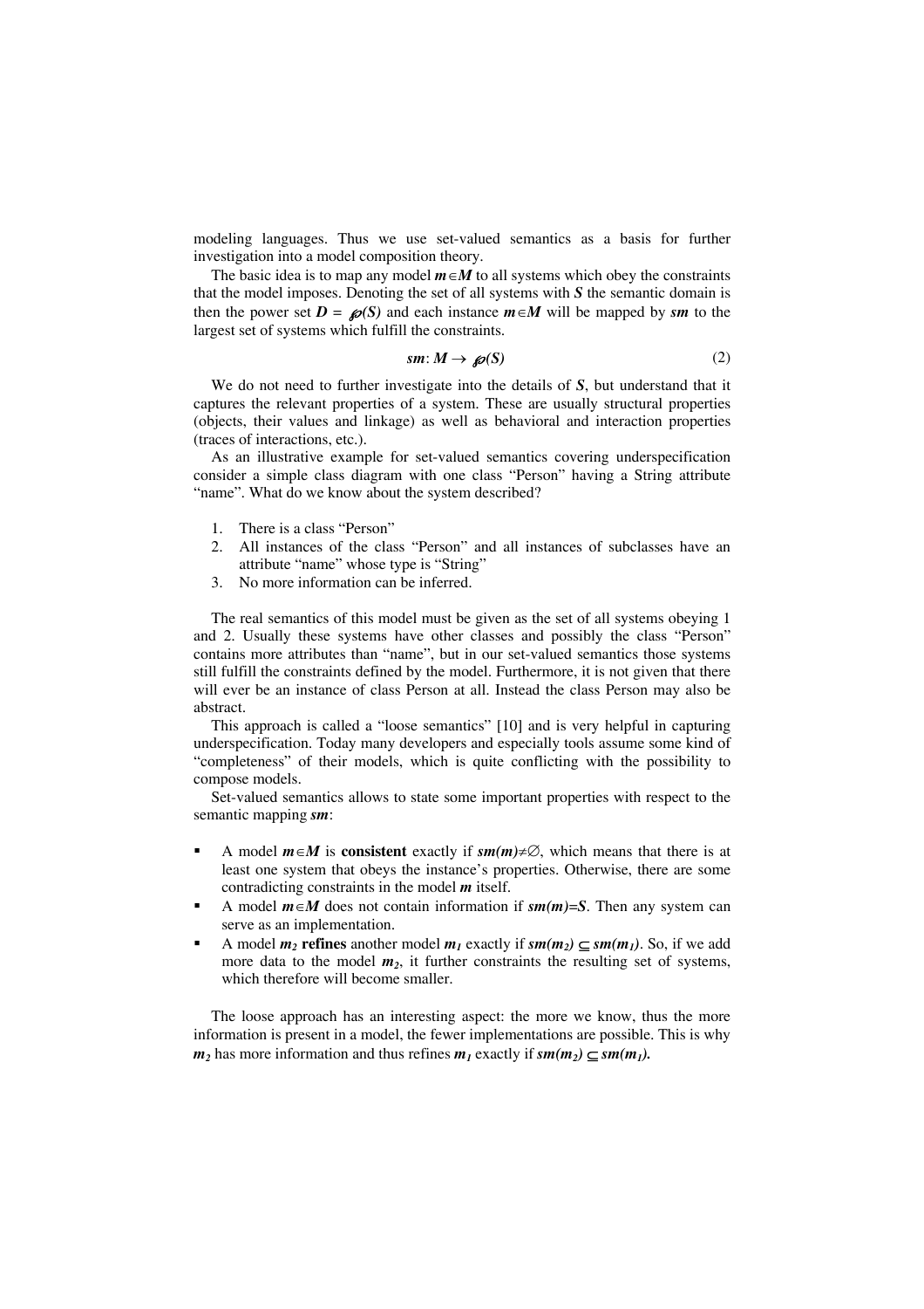modeling languages. Thus we use set-valued semantics as a basis for further investigation into a model composition theory.

The basic idea is to map any model $m \in M$ to all systems which obey the constraints that the model imposes. Denoting the set of all systems with $S$ the semantic domain is then the power set $D = \wp(S)$ and each instance $m \in M$ will be mapped by $sm$ to the largest set of systems which fulfill the constraints.

$$sm: M \rightarrow \wp(S) \tag{2}$$

We do not need to further investigate into the details of $S$, but understand that it captures the relevant properties of a system. These are usually structural properties (objects, their values and linkage) as well as behavioral and interaction properties (traces of interactions, etc.).

As an illustrative example for set-valued semantics covering underspecification consider a simple class diagram with one class "Person" having a String attribute "name". What do we know about the system described?

1. There is a class "Person"
2. All instances of the class "Person" and all instances of subclasses have an attribute "name" whose type is "String"
3. No more information can be inferred.

The real semantics of this model must be given as the set of all systems obeying 1 and 2. Usually these systems have other classes and possibly the class "Person" contains more attributes than "name", but in our set-valued semantics those systems still fulfill the constraints defined by the model. Furthermore, it is not given that there will ever be an instance of class Person at all. Instead the class Person may also be abstract.

This approach is called a "loose semantics" [10] and is very helpful in capturing underspecification. Today many developers and especially tools assume some kind of "completeness" of their models, which is quite conflicting with the possibility to compose models.

Set-valued semantics allows to state some important properties with respect to the semantic mapping $sm$:

- A model $m \in M$ is **consistent** exactly if $sm(m) \neq \emptyset$, which means that there is at least one system that obeys the instance's properties. Otherwise, there are some contradicting constraints in the model $m$ itself.
- A model $m \in M$ does not contain information if $sm(m)=S$. Then any system can serve as an implementation.
- A model $m_2$ **refines** another model $m_1$ exactly if $sm(m_2) \subseteq sm(m_1)$. So, if we add more data to the model $m_2$, it further constraints the resulting set of systems, which therefore will become smaller.

The loose approach has an interesting aspect: the more we know, thus the more information is present in a model, the fewer implementations are possible. This is why $m_2$ has more information and thus refines $m_1$ exactly if $sm(m_2) \subseteq sm(m_1)$.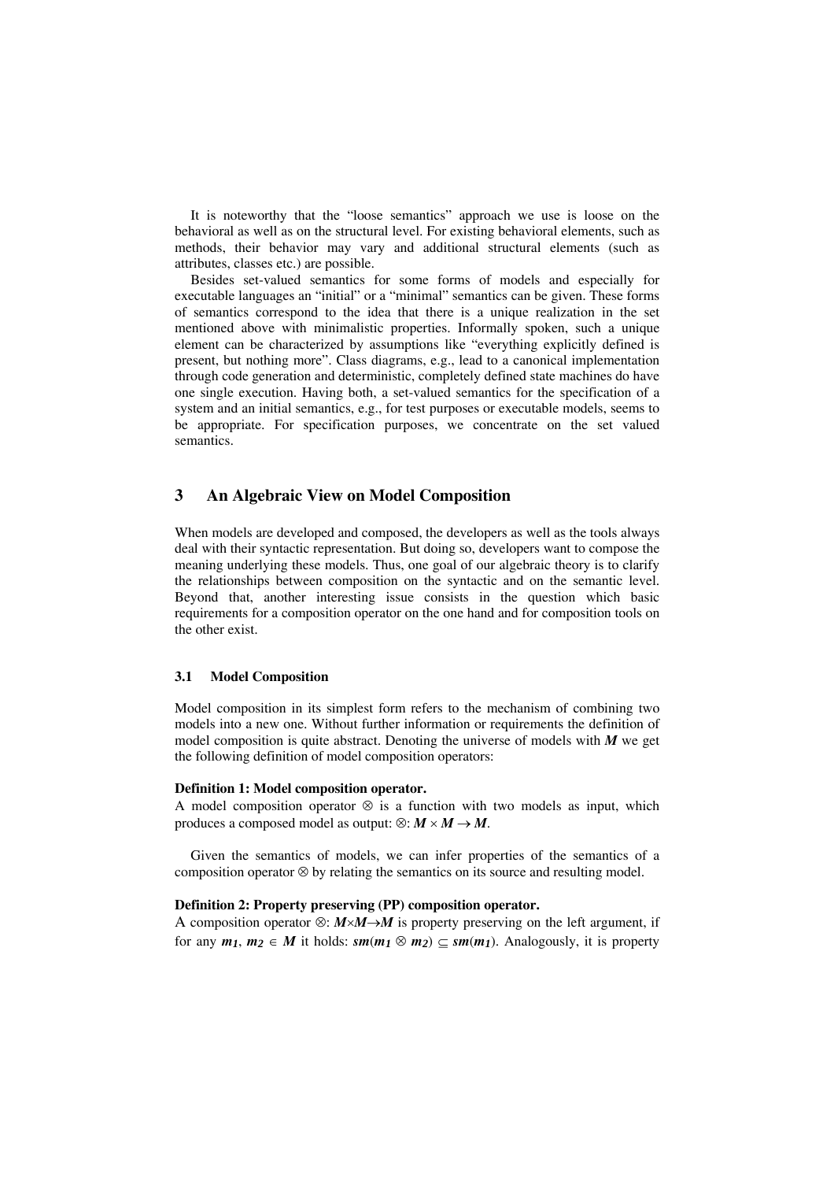It is noteworthy that the "loose semantics" approach we use is loose on the behavioral as well as on the structural level. For existing behavioral elements, such as methods, their behavior may vary and additional structural elements (such as attributes, classes etc.) are possible.

Besides set-valued semantics for some forms of models and especially for executable languages an "initial" or a "minimal" semantics can be given. These forms of semantics correspond to the idea that there is a unique realization in the set mentioned above with minimalistic properties. Informally spoken, such a unique element can be characterized by assumptions like "everything explicitly defined is present, but nothing more". Class diagrams, e.g., lead to a canonical implementation through code generation and deterministic, completely defined state machines do have one single execution. Having both, a set-valued semantics for the specification of a system and an initial semantics, e.g., for test purposes or executable models, seems to be appropriate. For specification purposes, we concentrate on the set valued semantics.

## 3 An Algebraic View on Model Composition

When models are developed and composed, the developers as well as the tools always deal with their syntactic representation. But doing so, developers want to compose the meaning underlying these models. Thus, one goal of our algebraic theory is to clarify the relationships between composition on the syntactic and on the semantic level. Beyond that, another interesting issue consists in the question which basic requirements for a composition operator on the one hand and for composition tools on the other exist.

### 3.1 Model Composition

Model composition in its simplest form refers to the mechanism of combining two models into a new one. Without further information or requirements the definition of model composition is quite abstract. Denoting the universe of models with $\boldsymbol{M}$ we get the following definition of model composition operators:

**Definition 1: Model composition operator.**
A model composition operator $\otimes$ is a function with two models as input, which produces a composed model as output: $\otimes\colon \boldsymbol{M} \times \boldsymbol{M} \rightarrow \boldsymbol{M}$.

Given the semantics of models, we can infer properties of the semantics of a composition operator $\otimes$ by relating the semantics on its source and resulting model.

**Definition 2: Property preserving (PP) composition operator.**
A composition operator $\otimes\colon \boldsymbol{M}\times\boldsymbol{M}\rightarrow\boldsymbol{M}$ is property preserving on the left argument, if for any $\boldsymbol{m_1}, \boldsymbol{m_2} \in \boldsymbol{M}$ it holds: $\boldsymbol{sm}(\boldsymbol{m_1} \otimes \boldsymbol{m_2}) \subseteq \boldsymbol{sm}(\boldsymbol{m_1})$. Analogously, it is property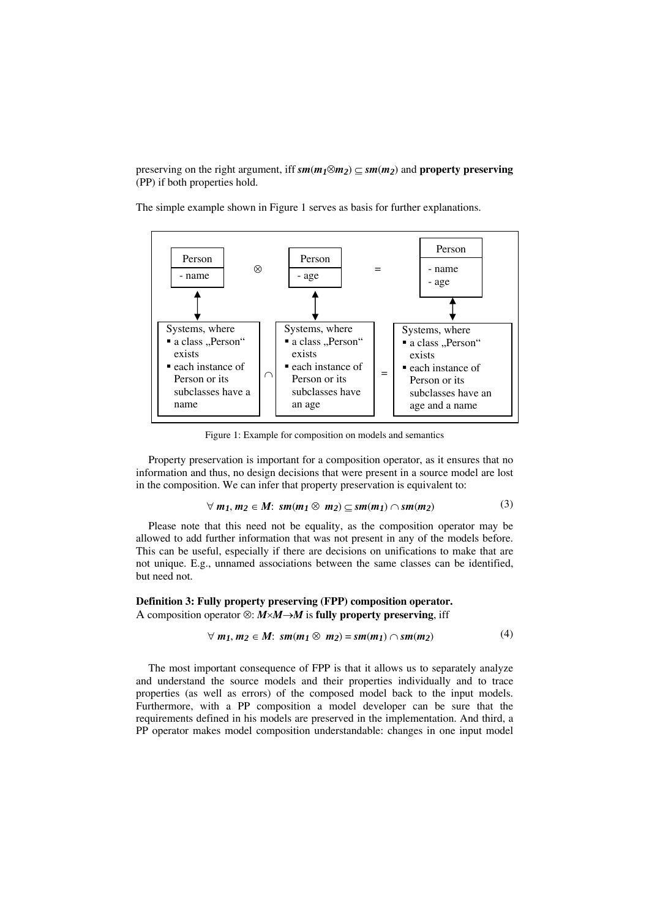preserving on the right argument, iff $sm(m_1 \otimes m_2) \subseteq sm(m_2)$ and **property preserving** (PP) if both properties hold.

The simple example shown in Figure 1 serves as basis for further explanations.

| Person | $\otimes$ | Person | = | Person |
|---|---|---|---|---|
| - name | | - age | | - name<br>- age |
| ↕ | | ↕ | | ↕ |
| Systems, where<br>▪ a class „Person" exists<br>▪ each instance of Person or its subclasses have a name | $\cap$ | Systems, where<br>▪ a class „Person" exists<br>▪ each instance of Person or its subclasses have an age | = | Systems, where<br>▪ a class „Person" exists<br>▪ each instance of Person or its subclasses have an age and a name |

Figure 1: Example for composition on models and semantics

Property preservation is important for a composition operator, as it ensures that no information and thus, no design decisions that were present in a source model are lost in the composition. We can infer that property preservation is equivalent to:

$$\forall\, m_1, m_2 \in M:\ sm(m_1 \otimes m_2) \subseteq sm(m_1) \cap sm(m_2) \tag{3}$$

Please note that this need not be equality, as the composition operator may be allowed to add further information that was not present in any of the models before. This can be useful, especially if there are decisions on unifications to make that are not unique. E.g., unnamed associations between the same classes can be identified, but need not.

**Definition 3: Fully property preserving (FPP) composition operator.**
A composition operator $\otimes$: $M \times M \rightarrow M$ is **fully property preserving**, iff

$$\forall\, m_1, m_2 \in M:\ sm(m_1 \otimes m_2) = sm(m_1) \cap sm(m_2) \tag{4}$$

The most important consequence of FPP is that it allows us to separately analyze and understand the source models and their properties individually and to trace properties (as well as errors) of the composed model back to the input models. Furthermore, with a PP composition a model developer can be sure that the requirements defined in his models are preserved in the implementation. And third, a PP operator makes model composition understandable: changes in one input model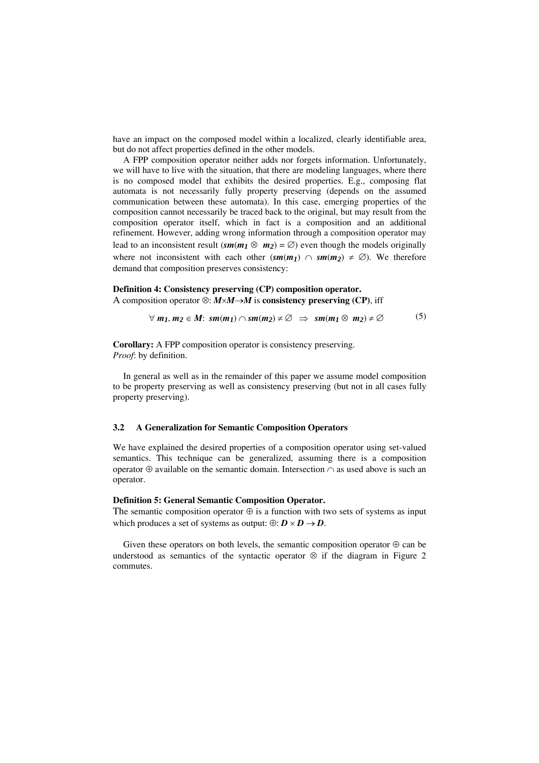have an impact on the composed model within a localized, clearly identifiable area, but do not affect properties defined in the other models.

A FPP composition operator neither adds nor forgets information. Unfortunately, we will have to live with the situation, that there are modeling languages, where there is no composed model that exhibits the desired properties. E.g., composing flat automata is not necessarily fully property preserving (depends on the assumed communication between these automata). In this case, emerging properties of the composition cannot necessarily be traced back to the original, but may result from the composition operator itself, which in fact is a composition and an additional refinement. However, adding wrong information through a composition operator may lead to an inconsistent result ($\boldsymbol{sm}(\boldsymbol{m_1} \otimes \boldsymbol{m_2}) = \emptyset$) even though the models originally where not inconsistent with each other ($\boldsymbol{sm}(\boldsymbol{m_1}) \cap \boldsymbol{sm}(\boldsymbol{m_2}) \neq \emptyset$). We therefore demand that composition preserves consistency:

**Definition 4: Consistency preserving (CP) composition operator.**
A composition operator $\otimes$: $\boldsymbol{M}\times\boldsymbol{M}\rightarrow\boldsymbol{M}$ is **consistency preserving (CP)**, iff

$$\forall\, \boldsymbol{m_1}, \boldsymbol{m_2} \in \boldsymbol{M}\text{:}\;\; \boldsymbol{sm}(\boldsymbol{m_1}) \cap \boldsymbol{sm}(\boldsymbol{m_2}) \neq \emptyset \;\;\Rightarrow\;\; \boldsymbol{sm}(\boldsymbol{m_1} \otimes \boldsymbol{m_2}) \neq \emptyset \tag{5}$$

**Corollary:** A FPP composition operator is consistency preserving.
*Proof*: by definition.

In general as well as in the remainder of this paper we assume model composition to be property preserving as well as consistency preserving (but not in all cases fully property preserving).

### 3.2 A Generalization for Semantic Composition Operators

We have explained the desired properties of a composition operator using set-valued semantics. This technique can be generalized, assuming there is a composition operator $\oplus$ available on the semantic domain. Intersection $\cap$ as used above is such an operator.

**Definition 5: General Semantic Composition Operator.**
The semantic composition operator $\oplus$ is a function with two sets of systems as input which produces a set of systems as output: $\oplus$: $\boldsymbol{D} \times \boldsymbol{D} \rightarrow \boldsymbol{D}$.

Given these operators on both levels, the semantic composition operator $\oplus$ can be understood as semantics of the syntactic operator $\otimes$ if the diagram in Figure 2 commutes.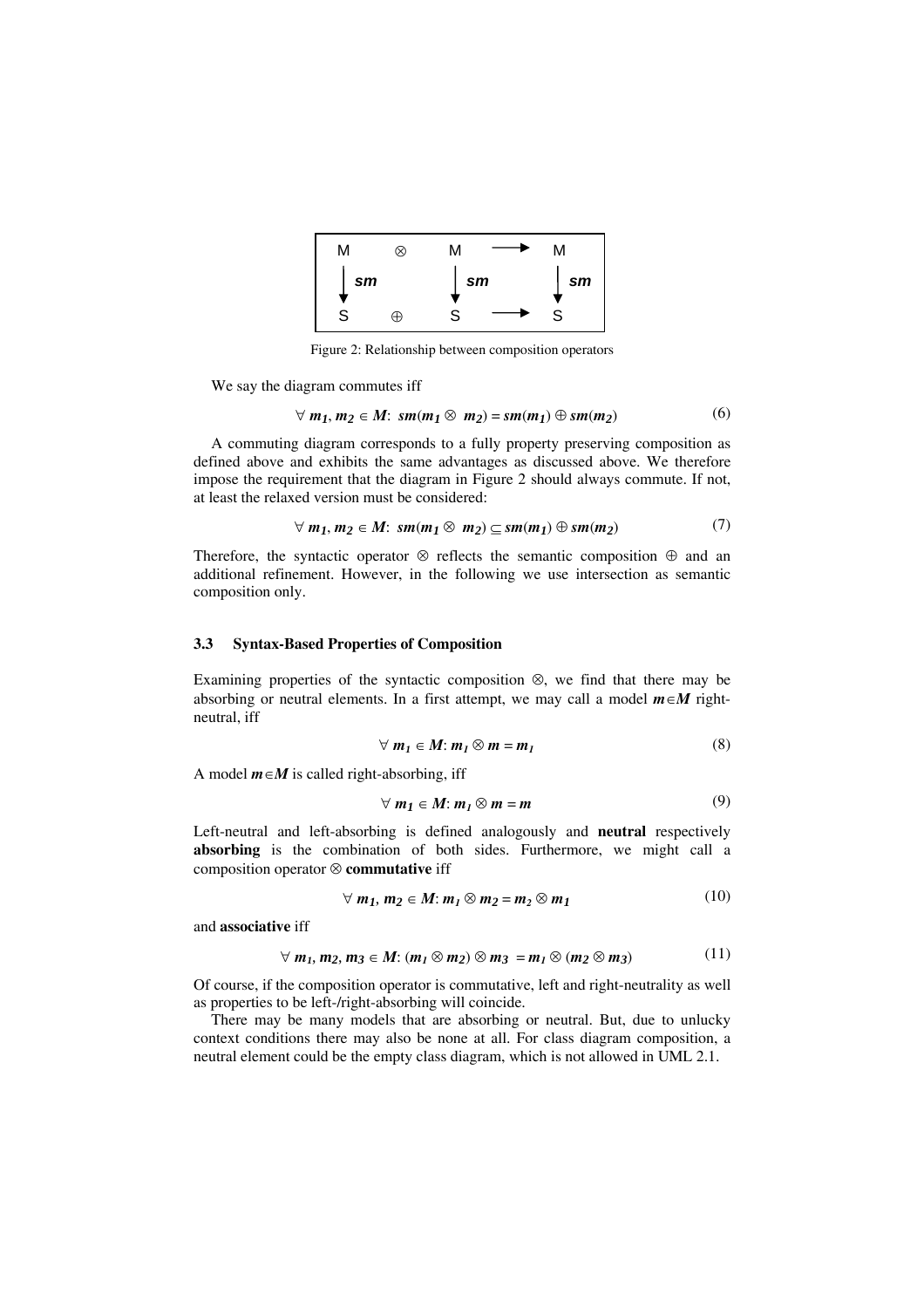| M | ⊗ | M | ⟶ | M |
|---|---|---|---|---|
| ↓ *sm* | | ↓ *sm* | | ↓ *sm* |
| S | ⊕ | S | ⟶ | S |

Figure 2: Relationship between composition operators

We say the diagram commutes iff

$$\forall\ m_1, m_2 \in M\text{:}\ \ sm(m_1 \otimes\ m_2) = sm(m_1) \oplus sm(m_2) \tag{6}$$

A commuting diagram corresponds to a fully property preserving composition as defined above and exhibits the same advantages as discussed above. We therefore impose the requirement that the diagram in Figure 2 should always commute. If not, at least the relaxed version must be considered:

$$\forall\ m_1, m_2 \in M\text{:}\ \ sm(m_1 \otimes\ m_2) \subseteq sm(m_1) \oplus sm(m_2) \tag{7}$$

Therefore, the syntactic operator ⊗ reflects the semantic composition ⊕ and an additional refinement. However, in the following we use intersection as semantic composition only.

### 3.3 Syntax-Based Properties of Composition

Examining properties of the syntactic composition ⊗, we find that there may be absorbing or neutral elements. In a first attempt, we may call a model $m \in M$ right-neutral, iff

$$\forall\ m_1 \in M\text{: } m_1 \otimes m = m_1 \tag{8}$$

A model $m \in M$ is called right-absorbing, iff

$$\forall\ m_1 \in M\text{: } m_1 \otimes m = m \tag{9}$$

Left-neutral and left-absorbing is defined analogously and **neutral** respectively **absorbing** is the combination of both sides. Furthermore, we might call a composition operator ⊗ **commutative** iff

$$\forall\ m_1,\ m_2 \in M\text{: } m_1 \otimes m_2 = m_2 \otimes m_1 \tag{10}$$

and **associative** iff

$$\forall\ m_1, m_2, m_3 \in M\text{: } (m_1 \otimes m_2) \otimes m_3\ = m_1 \otimes (m_2 \otimes m_3) \tag{11}$$

Of course, if the composition operator is commutative, left and right-neutrality as well as properties to be left-/right-absorbing will coincide.

There may be many models that are absorbing or neutral. But, due to unlucky context conditions there may also be none at all. For class diagram composition, a neutral element could be the empty class diagram, which is not allowed in UML 2.1.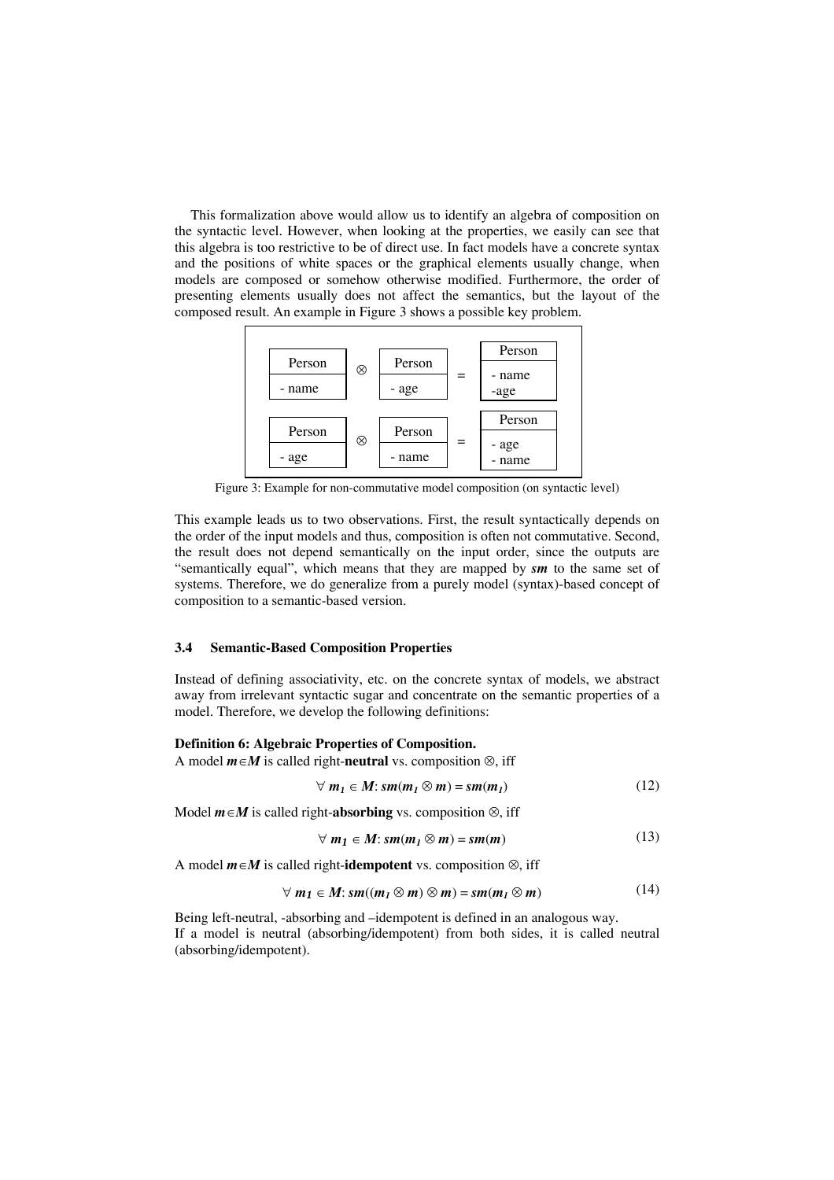This formalization above would allow us to identify an algebra of composition on the syntactic level. However, when looking at the properties, we easily can see that this algebra is too restrictive to be of direct use. In fact models have a concrete syntax and the positions of white spaces or the graphical elements usually change, when models are composed or somehow otherwise modified. Furthermore, the order of presenting elements usually does not affect the semantics, but the layout of the composed result. An example in Figure 3 shows a possible key problem.

| Person | | Person | | Person |
|---|---|---|---|---|
| - name | $\otimes$ | - age | = | - name<br>-age |

| Person | | Person | | Person |
|---|---|---|---|---|
| - age | $\otimes$ | - name | = | - age<br>- name |

Figure 3: Example for non-commutative model composition (on syntactic level)

This example leads us to two observations. First, the result syntactically depends on the order of the input models and thus, composition is often not commutative. Second, the result does not depend semantically on the input order, since the outputs are "semantically equal", which means that they are mapped by ***sm*** to the same set of systems. Therefore, we do generalize from a purely model (syntax)-based concept of composition to a semantic-based version.

### 3.4 Semantic-Based Composition Properties

Instead of defining associativity, etc. on the concrete syntax of models, we abstract away from irrelevant syntactic sugar and concentrate on the semantic properties of a model. Therefore, we develop the following definitions:

**Definition 6: Algebraic Properties of Composition.**
A model $\boldsymbol{m} \in \boldsymbol{M}$ is called right-**neutral** vs. composition $\otimes$, iff

$$\forall\, \boldsymbol{m_1} \in \boldsymbol{M}\colon \boldsymbol{sm}(\boldsymbol{m_1} \otimes \boldsymbol{m}) = \boldsymbol{sm}(\boldsymbol{m_1}) \tag{12}$$

Model $\boldsymbol{m} \in \boldsymbol{M}$ is called right-**absorbing** vs. composition $\otimes$, iff

$$\forall\, \boldsymbol{m_1} \in \boldsymbol{M}\colon \boldsymbol{sm}(\boldsymbol{m_1} \otimes \boldsymbol{m}) = \boldsymbol{sm}(\boldsymbol{m}) \tag{13}$$

A model $\boldsymbol{m} \in \boldsymbol{M}$ is called right-**idempotent** vs. composition $\otimes$, iff

$$\forall\, \boldsymbol{m_1} \in \boldsymbol{M}\colon \boldsymbol{sm}((\boldsymbol{m_1} \otimes \boldsymbol{m}) \otimes \boldsymbol{m}) = \boldsymbol{sm}(\boldsymbol{m_1} \otimes \boldsymbol{m}) \tag{14}$$

Being left-neutral, -absorbing and –idempotent is defined in an analogous way.
If a model is neutral (absorbing/idempotent) from both sides, it is called neutral (absorbing/idempotent).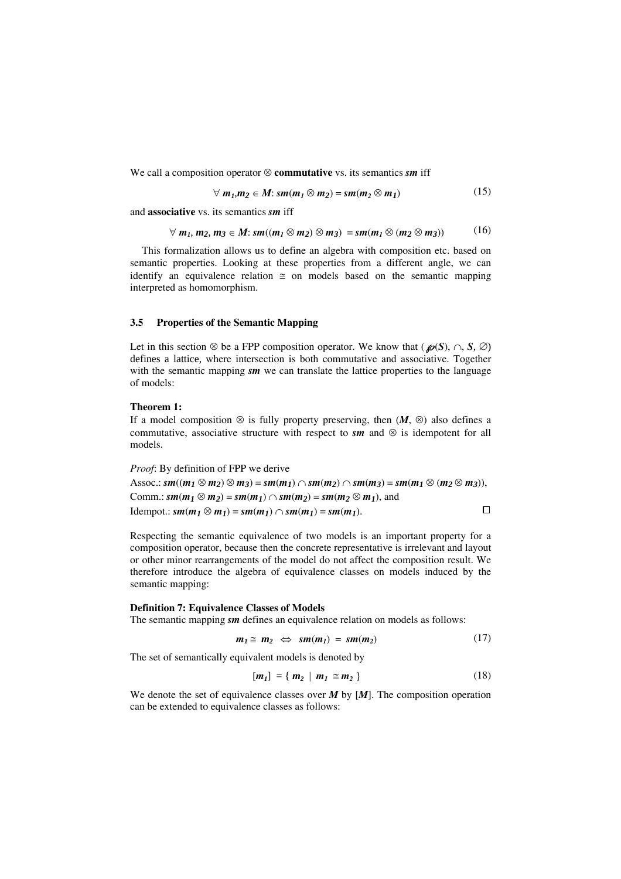We call a composition operator $\otimes$ **commutative** vs. its semantics $sm$ iff

$$\forall\, m_1, m_2 \in M\text{: } sm(m_1 \otimes m_2) = sm(m_2 \otimes m_1) \tag{15}$$

and **associative** vs. its semantics $sm$ iff

$$\forall\, m_1, m_2, m_3 \in M\text{: } sm((m_1 \otimes m_2) \otimes m_3) = sm(m_1 \otimes (m_2 \otimes m_3)) \tag{16}$$

This formalization allows us to define an algebra with composition etc. based on semantic properties. Looking at these properties from a different angle, we can identify an equivalence relation $\cong$ on models based on the semantic mapping interpreted as homomorphism.

### 3.5 Properties of the Semantic Mapping

Let in this section $\otimes$ be a FPP composition operator. We know that $(\wp(S), \cap, S, \varnothing)$ defines a lattice, where intersection is both commutative and associative. Together with the semantic mapping $sm$ we can translate the lattice properties to the language of models:

**Theorem 1:**
If a model composition $\otimes$ is fully property preserving, then $(M, \otimes)$ also defines a commutative, associative structure with respect to $sm$ and $\otimes$ is idempotent for all models.

*Proof*: By definition of FPP we derive
Assoc.: $sm((m_1 \otimes m_2) \otimes m_3) = sm(m_1) \cap sm(m_2) \cap sm(m_3) = sm(m_1 \otimes (m_2 \otimes m_3))$,
Comm.: $sm(m_1 \otimes m_2) = sm(m_1) \cap sm(m_2) = sm(m_2 \otimes m_1)$, and
Idempot.: $sm(m_1 \otimes m_1) = sm(m_1) \cap sm(m_1) = sm(m_1)$. □

Respecting the semantic equivalence of two models is an important property for a composition operator, because then the concrete representative is irrelevant and layout or other minor rearrangements of the model do not affect the composition result. We therefore introduce the algebra of equivalence classes on models induced by the semantic mapping:

**Definition 7: Equivalence Classes of Models**
The semantic mapping $sm$ defines an equivalence relation on models as follows:

$$m_1 \cong m_2 \;\Leftrightarrow\; sm(m_1) = sm(m_2) \tag{17}$$

The set of semantically equivalent models is denoted by

$$[m_1] = \{\, m_2 \mid m_1 \cong m_2 \,\} \tag{18}$$

We denote the set of equivalence classes over $M$ by $[M]$. The composition operation can be extended to equivalence classes as follows: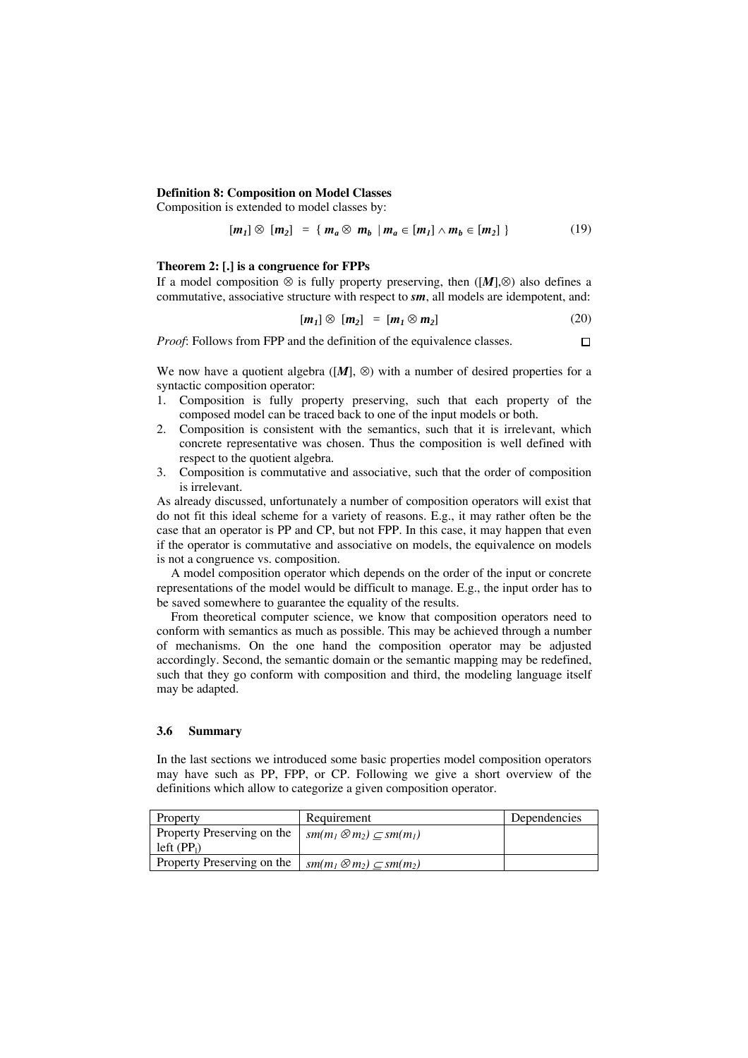**Definition 8: Composition on Model Classes**
Composition is extended to model classes by:

$$[\boldsymbol{m_1}] \otimes [\boldsymbol{m_2}] = \{ \boldsymbol{m_a} \otimes \boldsymbol{m_b} \mid \boldsymbol{m_a} \in [\boldsymbol{m_1}] \wedge \boldsymbol{m_b} \in [\boldsymbol{m_2}] \} \tag{19}$$

**Theorem 2: [.] is a congruence for FPPs**
If a model composition $\otimes$ is fully property preserving, then $([\boldsymbol{M}],\otimes)$ also defines a commutative, associative structure with respect to $\boldsymbol{sm}$, all models are idempotent, and:

$$[\boldsymbol{m_1}] \otimes [\boldsymbol{m_2}] = [\boldsymbol{m_1} \otimes \boldsymbol{m_2}] \tag{20}$$

*Proof*: Follows from FPP and the definition of the equivalence classes. □

We now have a quotient algebra $([\boldsymbol{M}], \otimes)$ with a number of desired properties for a syntactic composition operator:

1. Composition is fully property preserving, such that each property of the composed model can be traced back to one of the input models or both.
2. Composition is consistent with the semantics, such that it is irrelevant, which concrete representative was chosen. Thus the composition is well defined with respect to the quotient algebra.
3. Composition is commutative and associative, such that the order of composition is irrelevant.

As already discussed, unfortunately a number of composition operators will exist that do not fit this ideal scheme for a variety of reasons. E.g., it may rather often be the case that an operator is PP and CP, but not FPP. In this case, it may happen that even if the operator is commutative and associative on models, the equivalence on models is not a congruence vs. composition.

A model composition operator which depends on the order of the input or concrete representations of the model would be difficult to manage. E.g., the input order has to be saved somewhere to guarantee the equality of the results.

From theoretical computer science, we know that composition operators need to conform with semantics as much as possible. This may be achieved through a number of mechanisms. On the one hand the composition operator may be adjusted accordingly. Second, the semantic domain or the semantic mapping may be redefined, such that they go conform with composition and third, the modeling language itself may be adapted.

### 3.6 Summary

In the last sections we introduced some basic properties model composition operators may have such as PP, FPP, or CP. Following we give a short overview of the definitions which allow to categorize a given composition operator.

| Property | Requirement | Dependencies |
| --- | --- | --- |
| Property Preserving on the left ($PP_l$) | $sm(m_1 \otimes m_2) \subseteq sm(m_1)$ | |
| Property Preserving on the | $sm(m_1 \otimes m_2) \subseteq sm(m_2)$ | |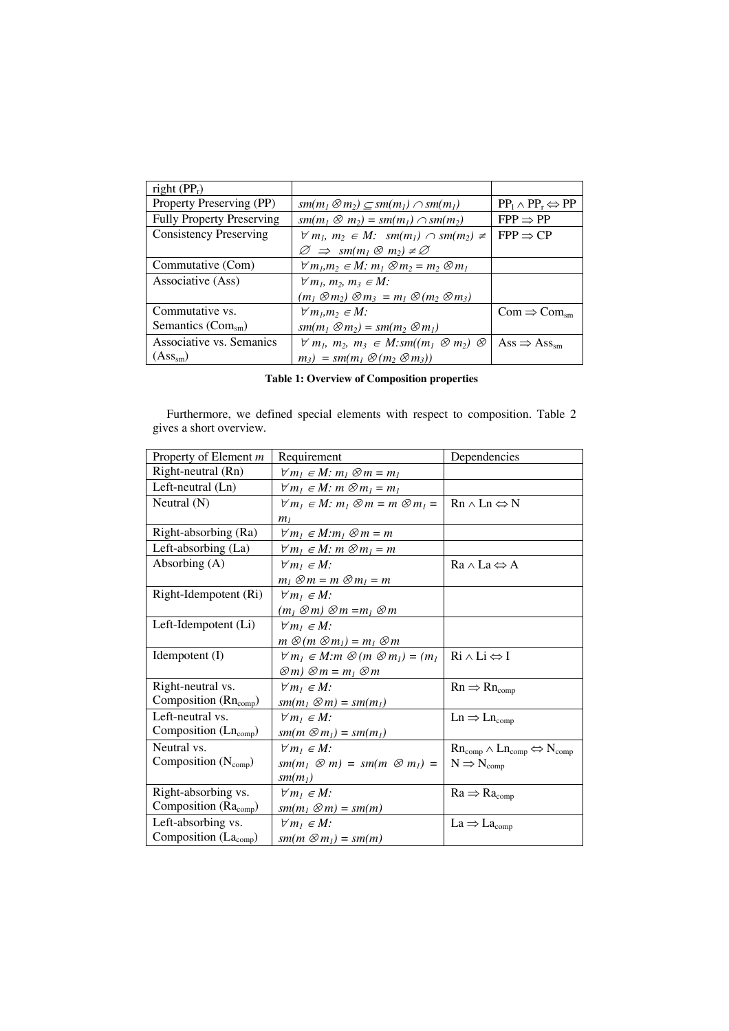| right ($PP_r$) | | |
|---|---|---|
| Property Preserving (PP) | $sm(m_1 \otimes m_2) \subseteq sm(m_1) \cap sm(m_1)$ | $PP_l \wedge PP_r \Leftrightarrow PP$ |
| Fully Property Preserving | $sm(m_1 \otimes m_2) = sm(m_1) \cap sm(m_2)$ | $FPP \Rightarrow PP$ |
| Consistency Preserving | $\forall m_1, m_2 \in M: sm(m_1) \cap sm(m_2) \neq \varnothing \Rightarrow sm(m_1 \otimes m_2) \neq \varnothing$ | $FPP \Rightarrow CP$ |
| Commutative (Com) | $\forall m_1, m_2 \in M: m_1 \otimes m_2 = m_2 \otimes m_1$ | |
| Associative (Ass) | $\forall m_1, m_2, m_3 \in M:$ $(m_1 \otimes m_2) \otimes m_3 = m_1 \otimes (m_2 \otimes m_3)$ | |
| Commutative vs. Semantics ($Com_{sm}$) | $\forall m_1, m_2 \in M:$ $sm(m_1 \otimes m_2) = sm(m_2 \otimes m_1)$ | $Com \Rightarrow Com_{sm}$ |
| Associative vs. Semanics ($Ass_{sm}$) | $\forall m_1, m_2, m_3 \in M: sm((m_1 \otimes m_2) \otimes m_3) = sm(m_1 \otimes (m_2 \otimes m_3))$ | $Ass \Rightarrow Ass_{sm}$ |

**Table 1: Overview of Composition properties**

Furthermore, we defined special elements with respect to composition. Table 2 gives a short overview.

| Property of Element $m$ | Requirement | Dependencies |
|---|---|---|
| Right-neutral (Rn) | $\forall m_1 \in M: m_1 \otimes m = m_1$ | |
| Left-neutral (Ln) | $\forall m_1 \in M: m \otimes m_1 = m_1$ | |
| Neutral (N) | $\forall m_1 \in M: m_1 \otimes m = m \otimes m_1 = m_1$ | $Rn \wedge Ln \Leftrightarrow N$ |
| Right-absorbing (Ra) | $\forall m_1 \in M: m_1 \otimes m = m$ | |
| Left-absorbing (La) | $\forall m_1 \in M: m \otimes m_1 = m$ | |
| Absorbing (A) | $\forall m_1 \in M:$ $m_1 \otimes m = m \otimes m_1 = m$ | $Ra \wedge La \Leftrightarrow A$ |
| Right-Idempotent (Ri) | $\forall m_1 \in M:$ $(m_1 \otimes m) \otimes m = m_1 \otimes m$ | |
| Left-Idempotent (Li) | $\forall m_1 \in M:$ $m \otimes (m \otimes m_1) = m_1 \otimes m$ | |
| Idempotent (I) | $\forall m_1 \in M: m \otimes (m \otimes m_1) = (m_1 \otimes m) \otimes m = m_1 \otimes m$ | $Ri \wedge Li \Leftrightarrow I$ |
| Right-neutral vs. Composition ($Rn_{comp}$) | $\forall m_1 \in M:$ $sm(m_1 \otimes m) = sm(m_1)$ | $Rn \Rightarrow Rn_{comp}$ |
| Left-neutral vs. Composition ($Ln_{comp}$) | $\forall m_1 \in M:$ $sm(m \otimes m_1) = sm(m_1)$ | $Ln \Rightarrow Ln_{comp}$ |
| Neutral vs. Composition ($N_{comp}$) | $\forall m_1 \in M:$ $sm(m_1 \otimes m) = sm(m \otimes m_1) = sm(m_1)$ | $Rn_{comp} \wedge Ln_{comp} \Leftrightarrow N_{comp}$ $N \Rightarrow N_{comp}$ |
| Right-absorbing vs. Composition ($Ra_{comp}$) | $\forall m_1 \in M:$ $sm(m_1 \otimes m) = sm(m)$ | $Ra \Rightarrow Ra_{comp}$ |
| Left-absorbing vs. Composition ($La_{comp}$) | $\forall m_1 \in M:$ $sm(m \otimes m_1) = sm(m)$ | $La \Rightarrow La_{comp}$ |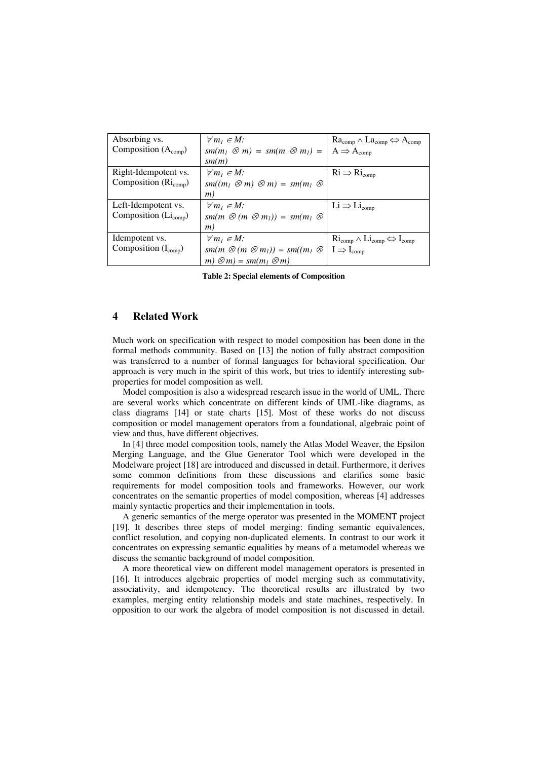| Absorbing vs. Composition ($A_{comp}$) | $\forall m_1 \in M$: $sm(m_1 \otimes m) = sm(m \otimes m_1) = sm(m)$ | $Ra_{comp} \wedge La_{comp} \Leftrightarrow A_{comp}$ $A \Rightarrow A_{comp}$ |
|---|---|---|
| Right-Idempotent vs. Composition ($Ri_{comp}$) | $\forall m_1 \in M$: $sm((m_1 \otimes m) \otimes m) = sm(m_1 \otimes m)$ | $Ri \Rightarrow Ri_{comp}$ |
| Left-Idempotent vs. Composition ($Li_{comp}$) | $\forall m_1 \in M$: $sm(m \otimes (m \otimes m_1)) = sm(m_1 \otimes m)$ | $Li \Rightarrow Li_{comp}$ |
| Idempotent vs. Composition ($I_{comp}$) | $\forall m_1 \in M$: $sm(m \otimes (m \otimes m_1)) = sm((m_1 \otimes m) \otimes m) = sm(m_1 \otimes m)$ | $Ri_{comp} \wedge Li_{comp} \Leftrightarrow I_{comp}$ $I \Rightarrow I_{comp}$ |

**Table 2: Special elements of Composition**

## 4 Related Work

Much work on specification with respect to model composition has been done in the formal methods community. Based on [13] the notion of fully abstract composition was transferred to a number of formal languages for behavioral specification. Our approach is very much in the spirit of this work, but tries to identify interesting sub-properties for model composition as well.

Model composition is also a widespread research issue in the world of UML. There are several works which concentrate on different kinds of UML-like diagrams, as class diagrams [14] or state charts [15]. Most of these works do not discuss composition or model management operators from a foundational, algebraic point of view and thus, have different objectives.

In [4] three model composition tools, namely the Atlas Model Weaver, the Epsilon Merging Language, and the Glue Generator Tool which were developed in the Modelware project [18] are introduced and discussed in detail. Furthermore, it derives some common definitions from these discussions and clarifies some basic requirements for model composition tools and frameworks. However, our work concentrates on the semantic properties of model composition, whereas [4] addresses mainly syntactic properties and their implementation in tools.

A generic semantics of the merge operator was presented in the MOMENT project [19]. It describes three steps of model merging: finding semantic equivalences, conflict resolution, and copying non-duplicated elements. In contrast to our work it concentrates on expressing semantic equalities by means of a metamodel whereas we discuss the semantic background of model composition.

A more theoretical view on different model management operators is presented in [16]. It introduces algebraic properties of model merging such as commutativity, associativity, and idempotency. The theoretical results are illustrated by two examples, merging entity relationship models and state machines, respectively. In opposition to our work the algebra of model composition is not discussed in detail.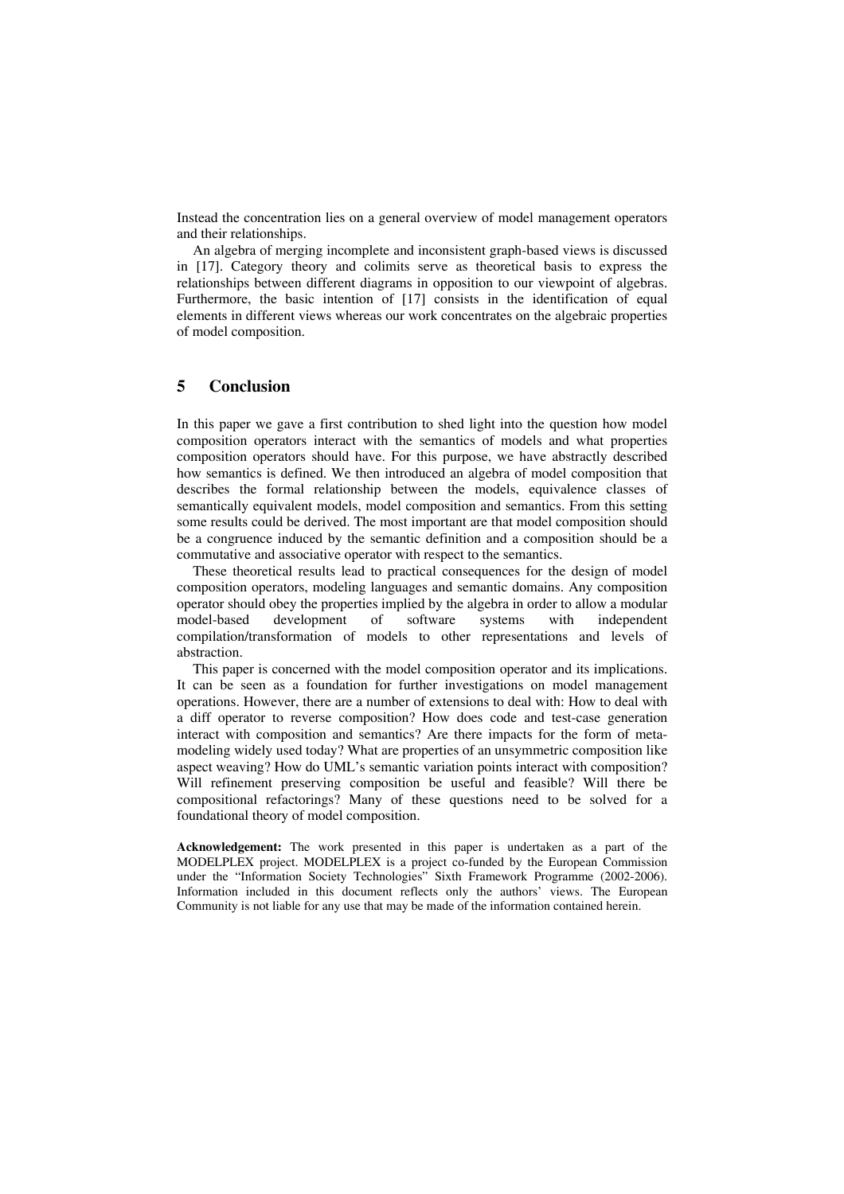Instead the concentration lies on a general overview of model management operators and their relationships.

An algebra of merging incomplete and inconsistent graph-based views is discussed in [17]. Category theory and colimits serve as theoretical basis to express the relationships between different diagrams in opposition to our viewpoint of algebras. Furthermore, the basic intention of [17] consists in the identification of equal elements in different views whereas our work concentrates on the algebraic properties of model composition.

## 5 Conclusion

In this paper we gave a first contribution to shed light into the question how model composition operators interact with the semantics of models and what properties composition operators should have. For this purpose, we have abstractly described how semantics is defined. We then introduced an algebra of model composition that describes the formal relationship between the models, equivalence classes of semantically equivalent models, model composition and semantics. From this setting some results could be derived. The most important are that model composition should be a congruence induced by the semantic definition and a composition should be a commutative and associative operator with respect to the semantics.

These theoretical results lead to practical consequences for the design of model composition operators, modeling languages and semantic domains. Any composition operator should obey the properties implied by the algebra in order to allow a modular model-based development of software systems with independent compilation/transformation of models to other representations and levels of abstraction.

This paper is concerned with the model composition operator and its implications. It can be seen as a foundation for further investigations on model management operations. However, there are a number of extensions to deal with: How to deal with a diff operator to reverse composition? How does code and test-case generation interact with composition and semantics? Are there impacts for the form of meta-modeling widely used today? What are properties of an unsymmetric composition like aspect weaving? How do UML's semantic variation points interact with composition? Will refinement preserving composition be useful and feasible? Will there be compositional refactorings? Many of these questions need to be solved for a foundational theory of model composition.

**Acknowledgement:** The work presented in this paper is undertaken as a part of the MODELPLEX project. MODELPLEX is a project co-funded by the European Commission under the "Information Society Technologies" Sixth Framework Programme (2002-2006). Information included in this document reflects only the authors' views. The European Community is not liable for any use that may be made of the information contained herein.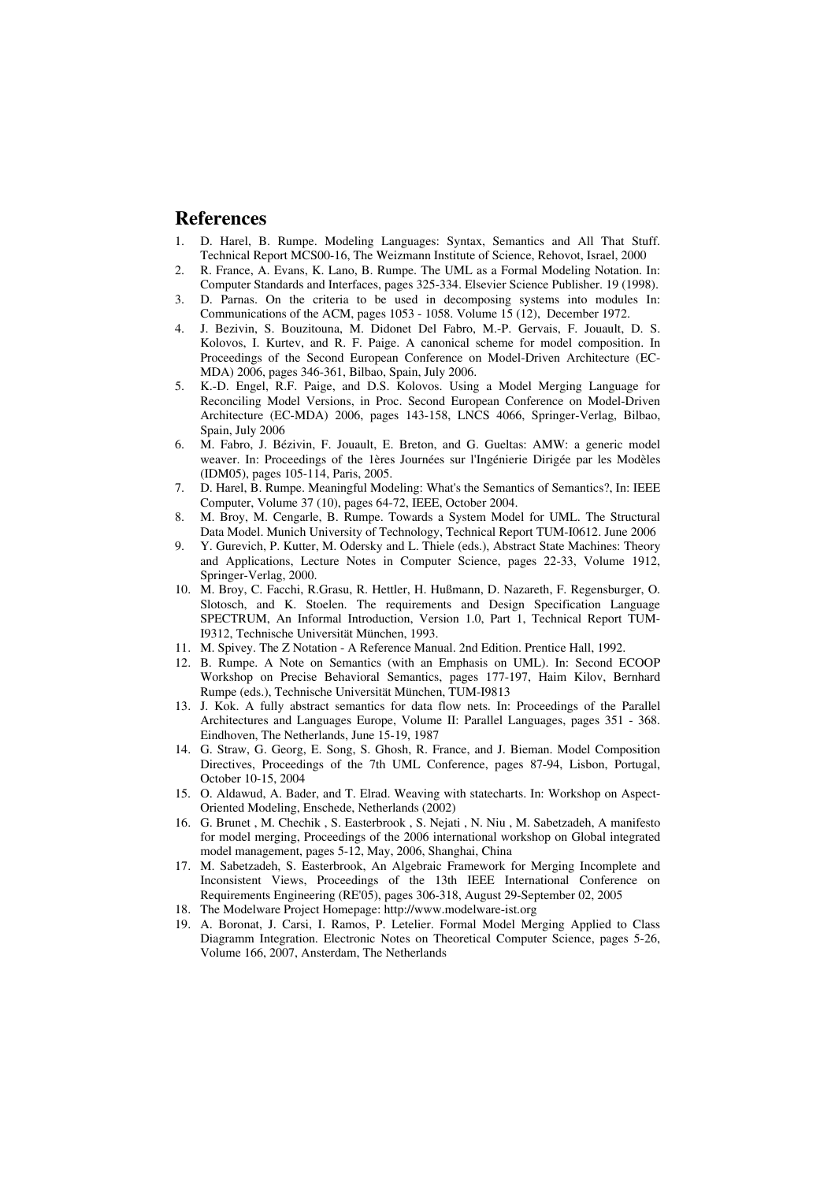## References

1. D. Harel, B. Rumpe. Modeling Languages: Syntax, Semantics and All That Stuff. Technical Report MCS00-16, The Weizmann Institute of Science, Rehovot, Israel, 2000
2. R. France, A. Evans, K. Lano, B. Rumpe. The UML as a Formal Modeling Notation. In: Computer Standards and Interfaces, pages 325-334. Elsevier Science Publisher. 19 (1998).
3. D. Parnas. On the criteria to be used in decomposing systems into modules In: Communications of the ACM, pages 1053 - 1058. Volume 15 (12), December 1972.
4. J. Bezivin, S. Bouzitouna, M. Didonet Del Fabro, M.-P. Gervais, F. Jouault, D. S. Kolovos, I. Kurtev, and R. F. Paige. A canonical scheme for model composition. In Proceedings of the Second European Conference on Model-Driven Architecture (EC-MDA) 2006, pages 346-361, Bilbao, Spain, July 2006.
5. K.-D. Engel, R.F. Paige, and D.S. Kolovos. Using a Model Merging Language for Reconciling Model Versions, in Proc. Second European Conference on Model-Driven Architecture (EC-MDA) 2006, pages 143-158, LNCS 4066, Springer-Verlag, Bilbao, Spain, July 2006
6. M. Fabro, J. Bézivin, F. Jouault, E. Breton, and G. Gueltas: AMW: a generic model weaver. In: Proceedings of the 1ères Journées sur l'Ingénierie Dirigée par les Modèles (IDM05), pages 105-114, Paris, 2005.
7. D. Harel, B. Rumpe. Meaningful Modeling: What's the Semantics of Semantics?, In: IEEE Computer, Volume 37 (10), pages 64-72, IEEE, October 2004.
8. M. Broy, M. Cengarle, B. Rumpe. Towards a System Model for UML. The Structural Data Model. Munich University of Technology, Technical Report TUM-I0612. June 2006
9. Y. Gurevich, P. Kutter, M. Odersky and L. Thiele (eds.), Abstract State Machines: Theory and Applications, Lecture Notes in Computer Science, pages 22-33, Volume 1912, Springer-Verlag, 2000.
10. M. Broy, C. Facchi, R.Grasu, R. Hettler, H. Hußmann, D. Nazareth, F. Regensburger, O. Slotosch, and K. Stoelen. The requirements and Design Specification Language SPECTRUM, An Informal Introduction, Version 1.0, Part 1, Technical Report TUM-I9312, Technische Universität München, 1993.
11. M. Spivey. The Z Notation - A Reference Manual. 2nd Edition. Prentice Hall, 1992.
12. B. Rumpe. A Note on Semantics (with an Emphasis on UML). In: Second ECOOP Workshop on Precise Behavioral Semantics, pages 177-197, Haim Kilov, Bernhard Rumpe (eds.), Technische Universität München, TUM-I9813
13. J. Kok. A fully abstract semantics for data flow nets. In: Proceedings of the Parallel Architectures and Languages Europe, Volume II: Parallel Languages, pages 351 - 368. Eindhoven, The Netherlands, June 15-19, 1987
14. G. Straw, G. Georg, E. Song, S. Ghosh, R. France, and J. Bieman. Model Composition Directives, Proceedings of the 7th UML Conference, pages 87-94, Lisbon, Portugal, October 10-15, 2004
15. O. Aldawud, A. Bader, and T. Elrad. Weaving with statecharts. In: Workshop on Aspect-Oriented Modeling, Enschede, Netherlands (2002)
16. G. Brunet , M. Chechik , S. Easterbrook , S. Nejati , N. Niu , M. Sabetzadeh, A manifesto for model merging, Proceedings of the 2006 international workshop on Global integrated model management, pages 5-12, May, 2006, Shanghai, China
17. M. Sabetzadeh, S. Easterbrook, An Algebraic Framework for Merging Incomplete and Inconsistent Views, Proceedings of the 13th IEEE International Conference on Requirements Engineering (RE'05), pages 306-318, August 29-September 02, 2005
18. The Modelware Project Homepage: http://www.modelware-ist.org
19. A. Boronat, J. Carsi, I. Ramos, P. Letelier. Formal Model Merging Applied to Class Diagramm Integration. Electronic Notes on Theoretical Computer Science, pages 5-26, Volume 166, 2007, Ansterdam, The Netherlands